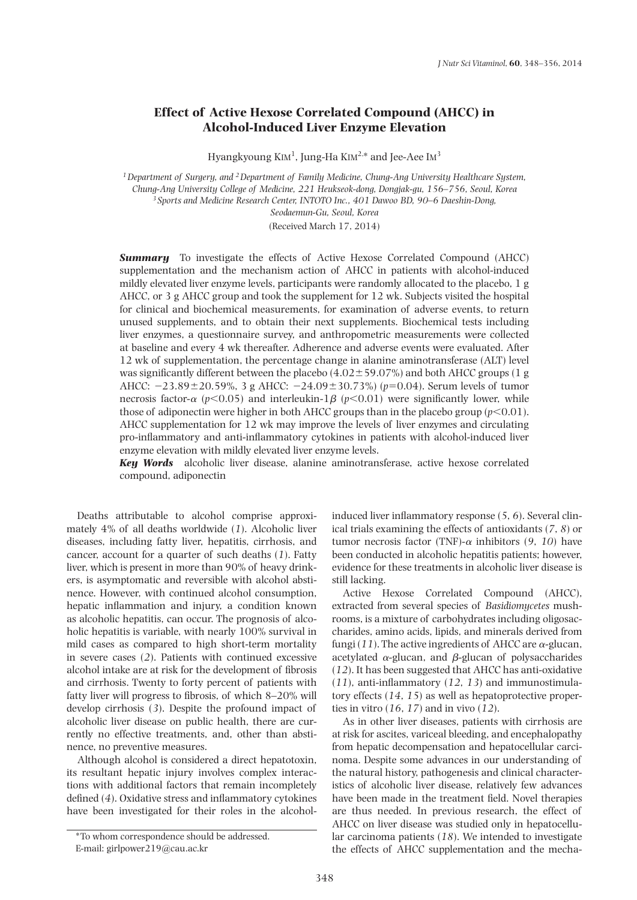# Effect of Active Hexose Correlated Compound (AHCC) in Alcohol-Induced Liver Enzyme Elevation

Hyangkyoung Kim[1], Jung-Ha Kim[2,*] and Jee-Aee Im[3]

[1] Department of Surgery, and [2] Department of Family Medicine, Chung-Ang University Healthcare System, Chung-Ang University College of Medicine, 221 Heukseok-dong, Dongjak-gu, 156–756, Seoul, Korea
[3] Sports and Medicine Research Center, INTOTO Inc., 401 Dawoo BD, 90–6 Daeshin-Dong, Seodaemun-Gu, Seoul, Korea

(Received March 17, 2014)

***Summary*** To investigate the effects of Active Hexose Correlated Compound (AHCC) supplementation and the mechanism action of AHCC in patients with alcohol-induced mildly elevated liver enzyme levels, participants were randomly allocated to the placebo, 1 g AHCC, or 3 g AHCC group and took the supplement for 12 wk. Subjects visited the hospital for clinical and biochemical measurements, for examination of adverse events, to return unused supplements, and to obtain their next supplements. Biochemical tests including liver enzymes, a questionnaire survey, and anthropometric measurements were collected at baseline and every 4 wk thereafter. Adherence and adverse events were evaluated. After 12 wk of supplementation, the percentage change in alanine aminotransferase (ALT) level was significantly different between the placebo (4.02±59.07%) and both AHCC groups (1 g AHCC: −23.89±20.59%, 3 g AHCC: −24.09±30.73%) ($p$=0.04). Serum levels of tumor necrosis factor-$\alpha$ ($p<0.05$) and interleukin-1$\beta$ ($p<0.01$) were significantly lower, while those of adiponectin were higher in both AHCC groups than in the placebo group ($p<0.01$). AHCC supplementation for 12 wk may improve the levels of liver enzymes and circulating pro-inflammatory and anti-inflammatory cytokines in patients with alcohol-induced liver enzyme elevation with mildly elevated liver enzyme levels.

***Key Words*** alcoholic liver disease, alanine aminotransferase, active hexose correlated compound, adiponectin

Deaths attributable to alcohol comprise approximately 4% of all deaths worldwide (*1*). Alcoholic liver diseases, including fatty liver, hepatitis, cirrhosis, and cancer, account for a quarter of such deaths (*1*). Fatty liver, which is present in more than 90% of heavy drinkers, is asymptomatic and reversible with alcohol abstinence. However, with continued alcohol consumption, hepatic inflammation and injury, a condition known as alcoholic hepatitis, can occur. The prognosis of alcoholic hepatitis is variable, with nearly 100% survival in mild cases as compared to high short-term mortality in severe cases (*2*). Patients with continued excessive alcohol intake are at risk for the development of fibrosis and cirrhosis. Twenty to forty percent of patients with fatty liver will progress to fibrosis, of which 8–20% will develop cirrhosis (*3*). Despite the profound impact of alcoholic liver disease on public health, there are currently no effective treatments, and, other than abstinence, no preventive measures.

Although alcohol is considered a direct hepatotoxin, its resultant hepatic injury involves complex interactions with additional factors that remain incompletely defined (*4*). Oxidative stress and inflammatory cytokines have been investigated for their roles in the alcohol-induced liver inflammatory response (*5*, *6*). Several clinical trials examining the effects of antioxidants (*7*, *8*) or tumor necrosis factor (TNF)-$\alpha$ inhibitors (*9*, *10*) have been conducted in alcoholic hepatitis patients; however, evidence for these treatments in alcoholic liver disease is still lacking.

Active Hexose Correlated Compound (AHCC), extracted from several species of *Basidiomycetes* mushrooms, is a mixture of carbohydrates including oligosaccharides, amino acids, lipids, and minerals derived from fungi (*11*). The active ingredients of AHCC are $\alpha$-glucan, acetylated $\alpha$-glucan, and $\beta$-glucan of polysaccharides (*12*). It has been suggested that AHCC has anti-oxidative (*11*), anti-inflammatory (*12*, *13*) and immunostimulatory effects (*14*, *15*) as well as hepatoprotective properties in vitro (*16*, *17*) and in vivo (*12*).

As in other liver diseases, patients with cirrhosis are at risk for ascites, variceal bleeding, and encephalopathy from hepatic decompensation and hepatocellular carcinoma. Despite some advances in our understanding of the natural history, pathogenesis and clinical characteristics of alcoholic liver disease, relatively few advances have been made in the treatment field. Novel therapies are thus needed. In previous research, the effect of AHCC on liver disease was studied only in hepatocellular carcinoma patients (*18*). We intended to investigate the effects of AHCC supplementation and the mecha-

*To whom correspondence should be addressed.
E-mail: girlpower219@cau.ac.kr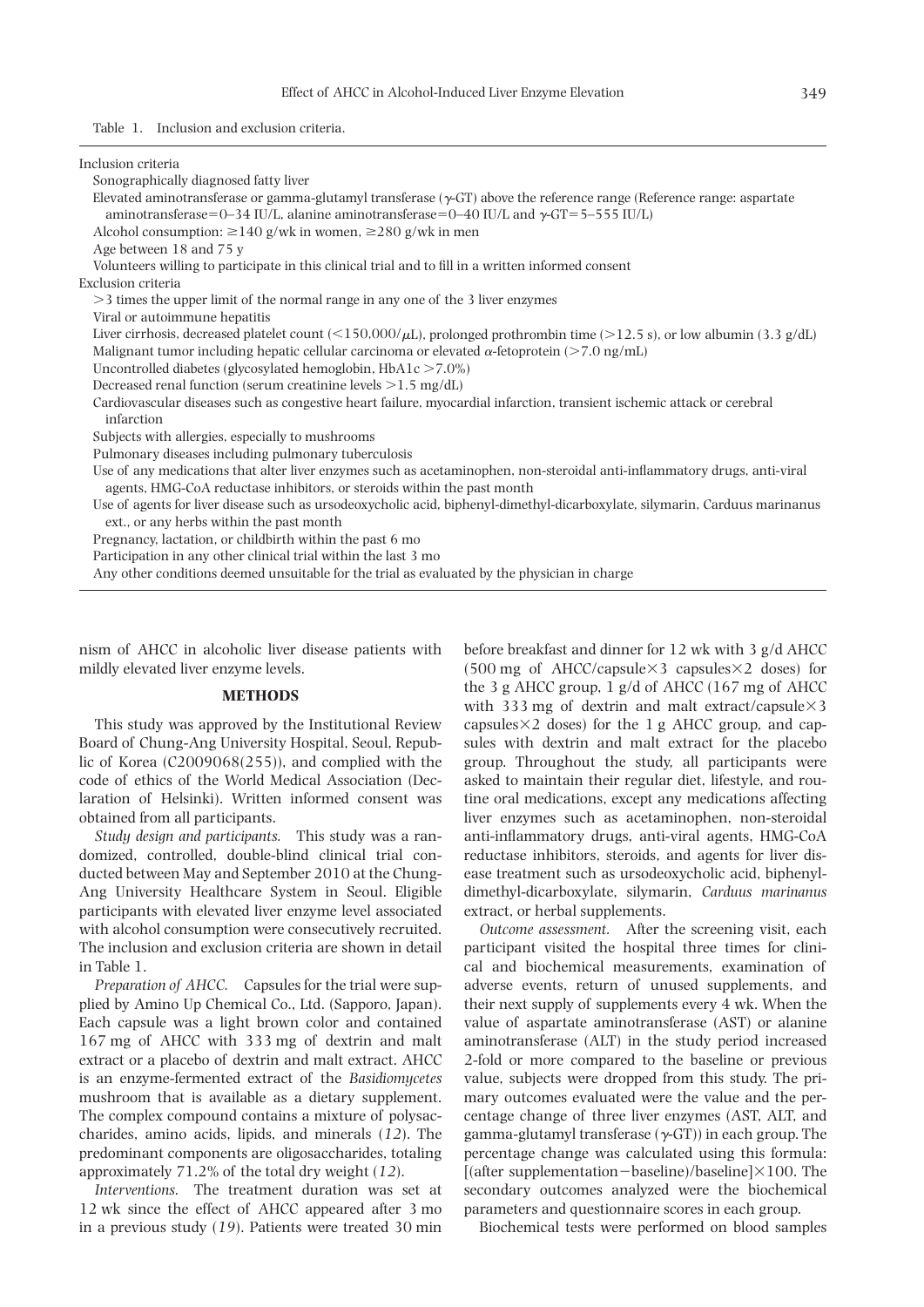Table 1. Inclusion and exclusion criteria.

Inclusion criteria

- Sonographically diagnosed fatty liver
- Elevated aminotransferase or gamma-glutamyl transferase ($\gamma$-GT) above the reference range (Reference range: aspartate aminotransferase=0–34 IU/L, alanine aminotransferase=0–40 IU/L and $\gamma$-GT=5–555 IU/L)
- Alcohol consumption: $\geq$140 g/wk in women, $\geq$280 g/wk in men
- Age between 18 and 75 y
- Volunteers willing to participate in this clinical trial and to fill in a written informed consent

Exclusion criteria

- >3 times the upper limit of the normal range in any one of the 3 liver enzymes
- Viral or autoimmune hepatitis
- Liver cirrhosis, decreased platelet count (<150,000/$\mu$L), prolonged prothrombin time (>12.5 s), or low albumin (3.3 g/dL)
- Malignant tumor including hepatic cellular carcinoma or elevated $\alpha$-fetoprotein (>7.0 ng/mL)
- Uncontrolled diabetes (glycosylated hemoglobin, HbA1c >7.0%)
- Decreased renal function (serum creatinine levels >1.5 mg/dL)
- Cardiovascular diseases such as congestive heart failure, myocardial infarction, transient ischemic attack or cerebral infarction
- Subjects with allergies, especially to mushrooms
- Pulmonary diseases including pulmonary tuberculosis
- Use of any medications that alter liver enzymes such as acetaminophen, non-steroidal anti-inflammatory drugs, anti-viral agents, HMG-CoA reductase inhibitors, or steroids within the past month
- Use of agents for liver disease such as ursodeoxycholic acid, biphenyl-dimethyl-dicarboxylate, silymarin, Carduus marinanus ext., or any herbs within the past month
- Pregnancy, lactation, or childbirth within the past 6 mo
- Participation in any other clinical trial within the last 3 mo
- Any other conditions deemed unsuitable for the trial as evaluated by the physician in charge

nism of AHCC in alcoholic liver disease patients with mildly elevated liver enzyme levels.

## METHODS

This study was approved by the Institutional Review Board of Chung-Ang University Hospital, Seoul, Republic of Korea (C2009068(255)), and complied with the code of ethics of the World Medical Association (Declaration of Helsinki). Written informed consent was obtained from all participants.

*Study design and participants.* This study was a randomized, controlled, double-blind clinical trial conducted between May and September 2010 at the Chung-Ang University Healthcare System in Seoul. Eligible participants with elevated liver enzyme level associated with alcohol consumption were consecutively recruited. The inclusion and exclusion criteria are shown in detail in Table 1.

*Preparation of AHCC.* Capsules for the trial were supplied by Amino Up Chemical Co., Ltd. (Sapporo, Japan). Each capsule was a light brown color and contained 167 mg of AHCC with 333 mg of dextrin and malt extract or a placebo of dextrin and malt extract. AHCC is an enzyme-fermented extract of the *Basidiomycetes* mushroom that is available as a dietary supplement. The complex compound contains a mixture of polysaccharides, amino acids, lipids, and minerals (*12*). The predominant components are oligosaccharides, totaling approximately 71.2% of the total dry weight (*12*).

*Interventions.* The treatment duration was set at 12 wk since the effect of AHCC appeared after 3 mo in a previous study (*19*). Patients were treated 30 min before breakfast and dinner for 12 wk with 3 g/d AHCC (500 mg of AHCC/capsule×3 capsules×2 doses) for the 3 g AHCC group, 1 g/d of AHCC (167 mg of AHCC with 333 mg of dextrin and malt extract/capsule×3 capsules×2 doses) for the 1 g AHCC group, and capsules with dextrin and malt extract for the placebo group. Throughout the study, all participants were asked to maintain their regular diet, lifestyle, and routine oral medications, except any medications affecting liver enzymes such as acetaminophen, non-steroidal anti-inflammatory drugs, anti-viral agents, HMG-CoA reductase inhibitors, steroids, and agents for liver disease treatment such as ursodeoxycholic acid, biphenyl-dimethyl-dicarboxylate, silymarin, *Carduus marinanus* extract, or herbal supplements.

*Outcome assessment.* After the screening visit, each participant visited the hospital three times for clinical and biochemical measurements, examination of adverse events, return of unused supplements, and their next supply of supplements every 4 wk. When the value of aspartate aminotransferase (AST) or alanine aminotransferase (ALT) in the study period increased 2-fold or more compared to the baseline or previous value, subjects were dropped from this study. The primary outcomes evaluated were the value and the percentage change of three liver enzymes (AST, ALT, and gamma-glutamyl transferase ($\gamma$-GT)) in each group. The percentage change was calculated using this formula: [(after supplementation−baseline)/baseline]×100. The secondary outcomes analyzed were the biochemical parameters and questionnaire scores in each group.

Biochemical tests were performed on blood samples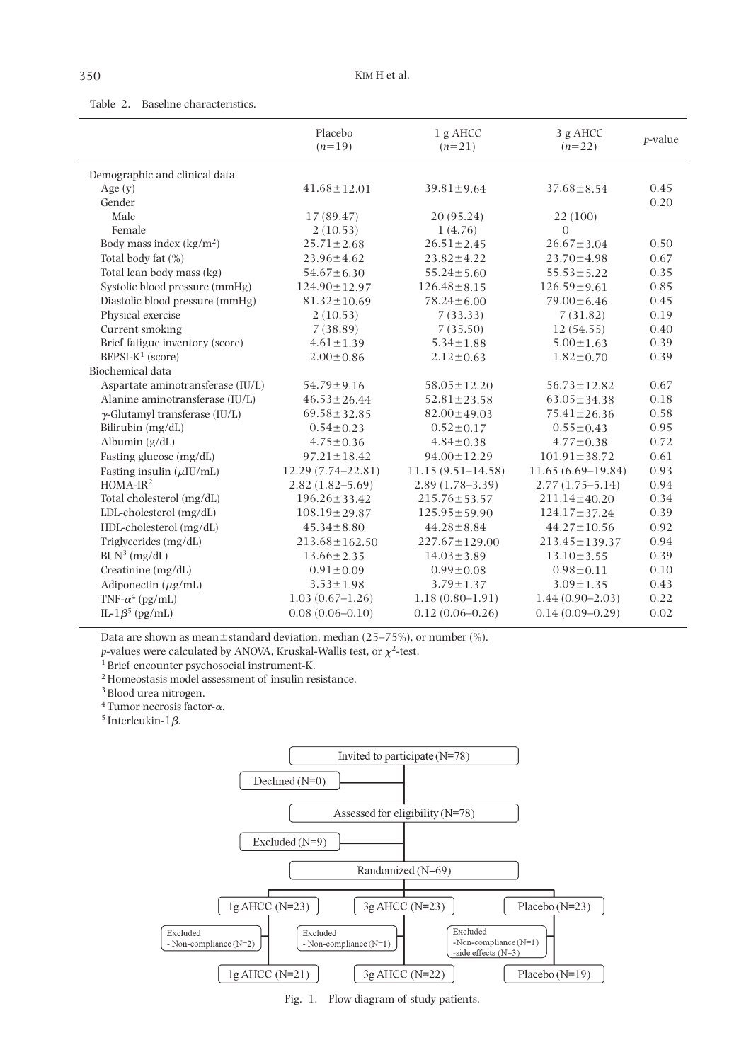Table 2. Baseline characteristics.

| | Placebo ($n$=19) | 1 g AHCC ($n$=21) | 3 g AHCC ($n$=22) | $p$-value |
|---|---|---|---|---|
| Demographic and clinical data | | | | |
| Age (y) | 41.68±12.01 | 39.81±9.64 | 37.68±8.54 | 0.45 |
| Gender | | | | 0.20 |
| Male | 17 (89.47) | 20 (95.24) | 22 (100) | |
| Female | 2 (10.53) | 1 (4.76) | 0 | |
| Body mass index (kg/m$^2$) | 25.71±2.68 | 26.51±2.45 | 26.67±3.04 | 0.50 |
| Total body fat (%) | 23.96±4.62 | 23.82±4.22 | 23.70±4.98 | 0.67 |
| Total lean body mass (kg) | 54.67±6.30 | 55.24±5.60 | 55.53±5.22 | 0.35 |
| Systolic blood pressure (mmHg) | 124.90±12.97 | 126.48±8.15 | 126.59±9.61 | 0.85 |
| Diastolic blood pressure (mmHg) | 81.32±10.69 | 78.24±6.00 | 79.00±6.46 | 0.45 |
| Physical exercise | 2 (10.53) | 7 (33.33) | 7 (31.82) | 0.19 |
| Current smoking | 7 (38.89) | 7 (35.50) | 12 (54.55) | 0.40 |
| Brief fatigue inventory (score) | 4.61±1.39 | 5.34±1.88 | 5.00±1.63 | 0.39 |
| BEPSI-K[1] (score) | 2.00±0.86 | 2.12±0.63 | 1.82±0.70 | 0.39 |
| Biochemical data | | | | |
| Aspartate aminotransferase (IU/L) | 54.79±9.16 | 58.05±12.20 | 56.73±12.82 | 0.67 |
| Alanine aminotransferase (IU/L) | 46.53±26.44 | 52.81±23.58 | 63.05±34.38 | 0.18 |
| $\gamma$-Glutamyl transferase (IU/L) | 69.58±32.85 | 82.00±49.03 | 75.41±26.36 | 0.58 |
| Bilirubin (mg/dL) | 0.54±0.23 | 0.52±0.17 | 0.55±0.43 | 0.95 |
| Albumin (g/dL) | 4.75±0.36 | 4.84±0.38 | 4.77±0.38 | 0.72 |
| Fasting glucose (mg/dL) | 97.21±18.42 | 94.00±12.29 | 101.91±38.72 | 0.61 |
| Fasting insulin ($\mu$IU/mL) | 12.29 (7.74–22.81) | 11.15 (9.51–14.58) | 11.65 (6.69–19.84) | 0.93 |
| HOMA-IR[2] | 2.82 (1.82–5.69) | 2.89 (1.78–3.39) | 2.77 (1.75–5.14) | 0.94 |
| Total cholesterol (mg/dL) | 196.26±33.42 | 215.76±53.57 | 211.14±40.20 | 0.34 |
| LDL-cholesterol (mg/dL) | 108.19±29.87 | 125.95±59.90 | 124.17±37.24 | 0.39 |
| HDL-cholesterol (mg/dL) | 45.34±8.80 | 44.28±8.84 | 44.27±10.56 | 0.92 |
| Triglycerides (mg/dL) | 213.68±162.50 | 227.67±129.00 | 213.45±139.37 | 0.94 |
| BUN[3] (mg/dL) | 13.66±2.35 | 14.03±3.89 | 13.10±3.55 | 0.39 |
| Creatinine (mg/dL) | 0.91±0.09 | 0.99±0.08 | 0.98±0.11 | 0.10 |
| Adiponectin ($\mu$g/mL) | 3.53±1.98 | 3.79±1.37 | 3.09±1.35 | 0.43 |
| TNF-$\alpha$[4] (pg/mL) | 1.03 (0.67–1.26) | 1.18 (0.80–1.91) | 1.44 (0.90–2.03) | 0.22 |
| IL-1$\beta$[5] (pg/mL) | 0.08 (0.06–0.10) | 0.12 (0.06–0.26) | 0.14 (0.09–0.29) | 0.02 |

Data are shown as mean±standard deviation, median (25–75%), or number (%).
$p$-values were calculated by ANOVA, Kruskal-Wallis test, or $\chi^2$-test.
[1] Brief encounter psychosocial instrument-K.
[2] Homeostasis model assessment of insulin resistance.
[3] Blood urea nitrogen.
[4] Tumor necrosis factor-$\alpha$.
[5] Interleukin-1$\beta$.

Invited to participate (N=78) → Declined (N=0)
Assessed for eligibility (N=78) → Excluded (N=9)
Randomized (N=69)

- 1g AHCC (N=23) → Excluded - Non-compliance (N=2) → 1g AHCC (N=21)
- 3g AHCC (N=23) → Excluded - Non-compliance (N=1) → 3g AHCC (N=22)
- Placebo (N=23) → Excluded - Non-compliance (N=1) - side effects (N=3) → Placebo (N=19)

Fig. 1. Flow diagram of study patients.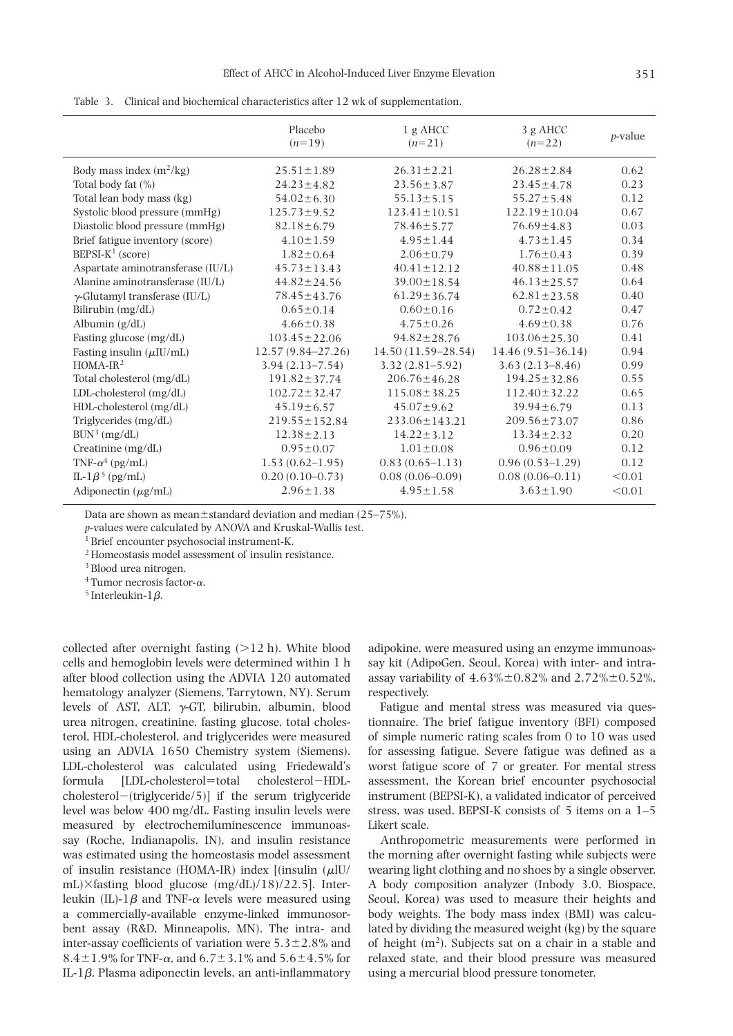Table 3. Clinical and biochemical characteristics after 12 wk of supplementation.

| | Placebo ($n$=19) | 1 g AHCC ($n$=21) | 3 g AHCC ($n$=22) | $p$-value |
|---|---|---|---|---|
| Body mass index ($m^2$/kg) | 25.51±1.89 | 26.31±2.21 | 26.28±2.84 | 0.62 |
| Total body fat (%) | 24.23±4.82 | 23.56±3.87 | 23.45±4.78 | 0.23 |
| Total lean body mass (kg) | 54.02±6.30 | 55.13±5.15 | 55.27±5.48 | 0.12 |
| Systolic blood pressure (mmHg) | 125.73±9.52 | 123.41±10.51 | 122.19±10.04 | 0.67 |
| Diastolic blood pressure (mmHg) | 82.18±6.79 | 78.46±5.77 | 76.69±4.83 | 0.03 |
| Brief fatigue inventory (score) | 4.10±1.59 | 4.95±1.44 | 4.73±1.45 | 0.34 |
| BEPSI-K[1] (score) | 1.82±0.64 | 2.06±0.79 | 1.76±0.43 | 0.39 |
| Aspartate aminotransferase (IU/L) | 45.73±13.43 | 40.41±12.12 | 40.88±11.05 | 0.48 |
| Alanine aminotransferase (IU/L) | 44.82±24.56 | 39.00±18.54 | 46.13±25.57 | 0.64 |
| $\gamma$-Glutamyl transferase (IU/L) | 78.45±43.76 | 61.29±36.74 | 62.81±23.58 | 0.40 |
| Bilirubin (mg/dL) | 0.65±0.14 | 0.60±0.16 | 0.72±0.42 | 0.47 |
| Albumin (g/dL) | 4.66±0.38 | 4.75±0.26 | 4.69±0.38 | 0.76 |
| Fasting glucose (mg/dL) | 103.45±22.06 | 94.82±28.76 | 103.06±25.30 | 0.41 |
| Fasting insulin ($\mu$IU/mL) | 12.57 (9.84–27.26) | 14.50 (11.59–28.54) | 14.46 (9.51–36.14) | 0.94 |
| HOMA-IR[2] | 3.94 (2.13–7.54) | 3.32 (2.81–5.92) | 3.63 (2.13–8.46) | 0.99 |
| Total cholesterol (mg/dL) | 191.82±37.74 | 206.76±46.28 | 194.25±32.86 | 0.55 |
| LDL-cholesterol (mg/dL) | 102.72±32.47 | 115.08±38.25 | 112.40±32.22 | 0.65 |
| HDL-cholesterol (mg/dL) | 45.19±6.57 | 45.07±9.62 | 39.94±6.79 | 0.13 |
| Triglycerides (mg/dL) | 219.55±152.84 | 233.06±143.21 | 209.56±73.07 | 0.86 |
| BUN[3] (mg/dL) | 12.38±2.13 | 14.22±3.12 | 13.34±2.32 | 0.20 |
| Creatinine (mg/dL) | 0.95±0.07 | 1.01±0.08 | 0.96±0.09 | 0.12 |
| TNF-$\alpha$[4] (pg/mL) | 1.53 (0.62–1.95) | 0.83 (0.65–1.13) | 0.96 (0.53–1.29) | 0.12 |
| IL-1$\beta$[5] (pg/mL) | 0.20 (0.10–0.73) | 0.08 (0.06–0.09) | 0.08 (0.06–0.11) | <0.01 |
| Adiponectin ($\mu$g/mL) | 2.96±1.38 | 4.95±1.58 | 3.63±1.90 | <0.01 |

Data are shown as mean±standard deviation and median (25–75%),
$p$-values were calculated by ANOVA and Kruskal-Wallis test.
[1] Brief encounter psychosocial instrument-K.
[2] Homeostasis model assessment of insulin resistance.
[3] Blood urea nitrogen.
[4] Tumor necrosis factor-$\alpha$.
[5] Interleukin-1$\beta$.

collected after overnight fasting (>12 h). White blood cells and hemoglobin levels were determined within 1 h after blood collection using the ADVIA 120 automated hematology analyzer (Siemens, Tarrytown, NY). Serum levels of AST, ALT, $\gamma$-GT, bilirubin, albumin, blood urea nitrogen, creatinine, fasting glucose, total cholesterol, HDL-cholesterol, and triglycerides were measured using an ADVIA 1650 Chemistry system (Siemens). LDL-cholesterol was calculated using Friedewald's formula [LDL-cholesterol=total cholesterol−HDL-cholesterol−(triglyceride/5)] if the serum triglyceride level was below 400 mg/dL. Fasting insulin levels were measured by electrochemiluminescence immunoassay (Roche, Indianapolis, IN), and insulin resistance was estimated using the homeostasis model assessment of insulin resistance (HOMA-IR) index [(insulin ($\mu$IU/mL)×fasting blood glucose (mg/dL)/18)/22.5]. Interleukin (IL)-1$\beta$ and TNF-$\alpha$ levels were measured using a commercially-available enzyme-linked immunosorbent assay (R&D, Minneapolis, MN). The intra- and inter-assay coefficients of variation were 5.3±2.8% and 8.4±1.9% for TNF-$\alpha$, and 6.7±3.1% and 5.6±4.5% for IL-1$\beta$. Plasma adiponectin levels, an anti-inflammatory adipokine, were measured using an enzyme immunoassay kit (AdipoGen, Seoul, Korea) with inter- and intra-assay variability of 4.63%±0.82% and 2.72%±0.52%, respectively.

Fatigue and mental stress was measured via questionnaire. The brief fatigue inventory (BFI) composed of simple numeric rating scales from 0 to 10 was used for assessing fatigue. Severe fatigue was defined as a worst fatigue score of 7 or greater. For mental stress assessment, the Korean brief encounter psychosocial instrument (BEPSI-K), a validated indicator of perceived stress, was used. BEPSI-K consists of 5 items on a 1–5 Likert scale.

Anthropometric measurements were performed in the morning after overnight fasting while subjects were wearing light clothing and no shoes by a single observer. A body composition analyzer (Inbody 3.0, Biospace, Seoul, Korea) was used to measure their heights and body weights. The body mass index (BMI) was calculated by dividing the measured weight (kg) by the square of height ($m^2$). Subjects sat on a chair in a stable and relaxed state, and their blood pressure was measured using a mercurial blood pressure tonometer.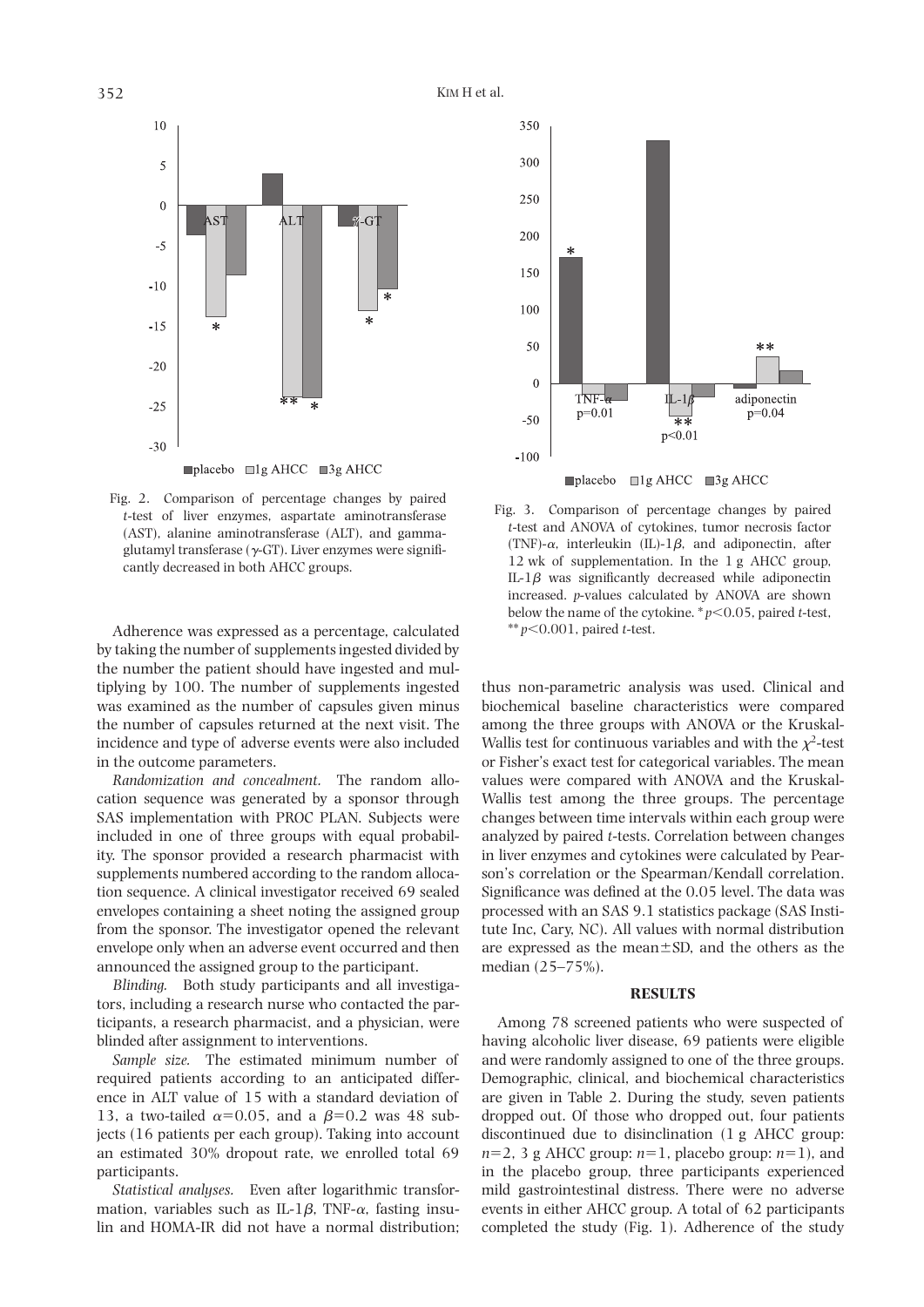Fig. 2. Comparison of percentage changes by paired *t*-test of liver enzymes, aspartate aminotransferase (AST), alanine aminotransferase (ALT), and gamma-glutamyl transferase ($\gamma$-GT). Liver enzymes were significantly decreased in both AHCC groups.

Fig. 3. Comparison of percentage changes by paired *t*-test and ANOVA of cytokines, tumor necrosis factor (TNF)-$\alpha$, interleukin (IL)-1$\beta$, and adiponectin, after 12 wk of supplementation. In the 1 g AHCC group, IL-1$\beta$ was significantly decreased while adiponectin increased. *p*-values calculated by ANOVA are shown below the name of the cytokine. * $p<0.05$, paired *t*-test, ** $p<0.001$, paired *t*-test.

Adherence was expressed as a percentage, calculated by taking the number of supplements ingested divided by the number the patient should have ingested and multiplying by 100. The number of supplements ingested was examined as the number of capsules given minus the number of capsules returned at the next visit. The incidence and type of adverse events were also included in the outcome parameters.

*Randomization and concealment.* The random allocation sequence was generated by a sponsor through SAS implementation with PROC PLAN. Subjects were included in one of three groups with equal probability. The sponsor provided a research pharmacist with supplements numbered according to the random allocation sequence. A clinical investigator received 69 sealed envelopes containing a sheet noting the assigned group from the sponsor. The investigator opened the relevant envelope only when an adverse event occurred and then announced the assigned group to the participant.

*Blinding.* Both study participants and all investigators, including a research nurse who contacted the participants, a research pharmacist, and a physician, were blinded after assignment to interventions.

*Sample size.* The estimated minimum number of required patients according to an anticipated difference in ALT value of 15 with a standard deviation of 13, a two-tailed $\alpha=0.05$, and a $\beta=0.2$ was 48 subjects (16 patients per each group). Taking into account an estimated 30% dropout rate, we enrolled total 69 participants.

*Statistical analyses.* Even after logarithmic transformation, variables such as IL-1$\beta$, TNF-$\alpha$, fasting insulin and HOMA-IR did not have a normal distribution; thus non-parametric analysis was used. Clinical and biochemical baseline characteristics were compared among the three groups with ANOVA or the Kruskal-Wallis test for continuous variables and with the $\chi^2$-test or Fisher's exact test for categorical variables. The mean values were compared with ANOVA and the Kruskal-Wallis test among the three groups. The percentage changes between time intervals within each group were analyzed by paired *t*-tests. Correlation between changes in liver enzymes and cytokines were calculated by Pearson's correlation or the Spearman/Kendall correlation. Significance was defined at the 0.05 level. The data was processed with an SAS 9.1 statistics package (SAS Institute Inc, Cary, NC). All values with normal distribution are expressed as the mean±SD, and the others as the median (25–75%).

## RESULTS

Among 78 screened patients who were suspected of having alcoholic liver disease, 69 patients were eligible and were randomly assigned to one of the three groups. Demographic, clinical, and biochemical characteristics are given in Table 2. During the study, seven patients dropped out. Of those who dropped out, four patients discontinued due to disinclination (1 g AHCC group: $n=2$, 3 g AHCC group: $n=1$, placebo group: $n=1$), and in the placebo group, three participants experienced mild gastrointestinal distress. There were no adverse events in either AHCC group. A total of 62 participants completed the study (Fig. 1). Adherence of the study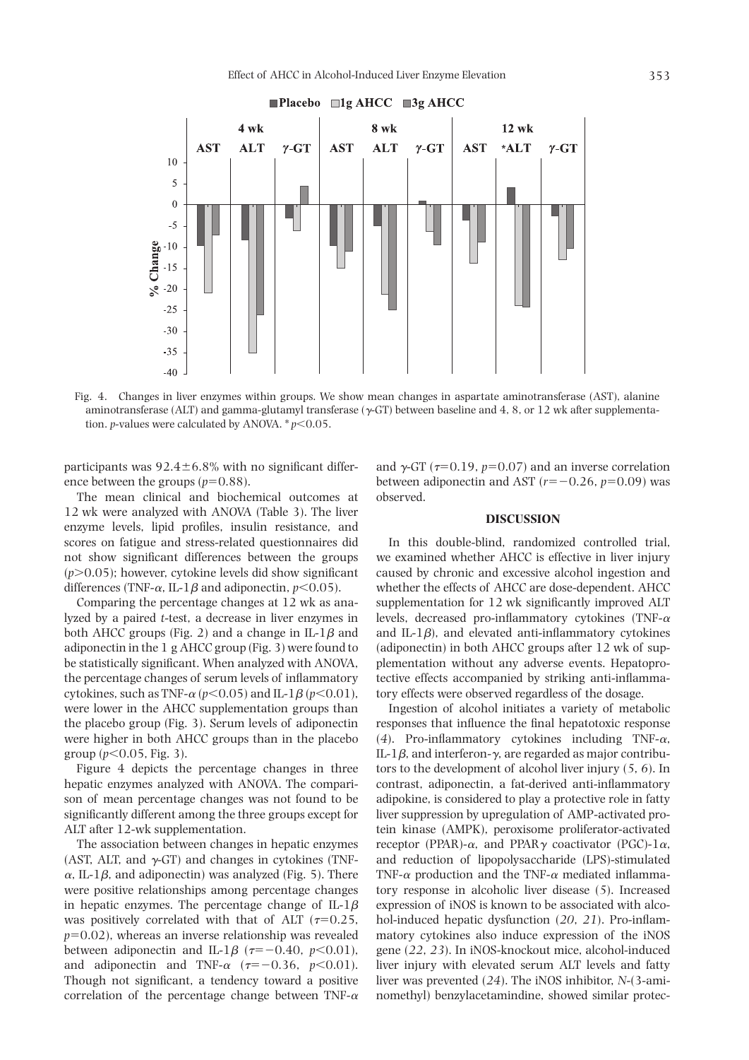Fig. 4. Changes in liver enzymes within groups. We show mean changes in aspartate aminotransferase (AST), alanine aminotransferase (ALT) and gamma-glutamyl transferase (γ-GT) between baseline and 4, 8, or 12 wk after supplementation. *p*-values were calculated by ANOVA. * $p<0.05$.

participants was 92.4±6.8% with no significant difference between the groups ($p=0.88$).

The mean clinical and biochemical outcomes at 12 wk were analyzed with ANOVA (Table 3). The liver enzyme levels, lipid profiles, insulin resistance, and scores on fatigue and stress-related questionnaires did not show significant differences between the groups ($p>0.05$); however, cytokine levels did show significant differences (TNF-$\alpha$, IL-1$\beta$ and adiponectin, $p<0.05$).

Comparing the percentage changes at 12 wk as analyzed by a paired *t*-test, a decrease in liver enzymes in both AHCC groups (Fig. 2) and a change in IL-1$\beta$ and adiponectin in the 1 g AHCC group (Fig. 3) were found to be statistically significant. When analyzed with ANOVA, the percentage changes of serum levels of inflammatory cytokines, such as TNF-$\alpha$ ($p<0.05$) and IL-1$\beta$ ($p<0.01$), were lower in the AHCC supplementation groups than the placebo group (Fig. 3). Serum levels of adiponectin were higher in both AHCC groups than in the placebo group ($p<0.05$, Fig. 3).

Figure 4 depicts the percentage changes in three hepatic enzymes analyzed with ANOVA. The comparison of mean percentage changes was not found to be significantly different among the three groups except for ALT after 12-wk supplementation.

The association between changes in hepatic enzymes (AST, ALT, and γ-GT) and changes in cytokines (TNF-$\alpha$, IL-1$\beta$, and adiponectin) was analyzed (Fig. 5). There were positive relationships among percentage changes in hepatic enzymes. The percentage change of IL-1$\beta$ was positively correlated with that of ALT ($\tau=0.25$, $p=0.02$), whereas an inverse relationship was revealed between adiponectin and IL-1$\beta$ ($\tau=-0.40$, $p<0.01$), and adiponectin and TNF-$\alpha$ ($\tau=-0.36$, $p<0.01$). Though not significant, a tendency toward a positive correlation of the percentage change between TNF-$\alpha$ and γ-GT ($\tau=0.19$, $p=0.07$) and an inverse correlation between adiponectin and AST ($r=-0.26$, $p=0.09$) was observed.

## DISCUSSION

In this double-blind, randomized controlled trial, we examined whether AHCC is effective in liver injury caused by chronic and excessive alcohol ingestion and whether the effects of AHCC are dose-dependent. AHCC supplementation for 12 wk significantly improved ALT levels, decreased pro-inflammatory cytokines (TNF-$\alpha$ and IL-1$\beta$), and elevated anti-inflammatory cytokines (adiponectin) in both AHCC groups after 12 wk of supplementation without any adverse events. Hepatoprotective effects accompanied by striking anti-inflammatory effects were observed regardless of the dosage.

Ingestion of alcohol initiates a variety of metabolic responses that influence the final hepatotoxic response (*4*). Pro-inflammatory cytokines including TNF-$\alpha$, IL-1$\beta$, and interferon-$\gamma$, are regarded as major contributors to the development of alcohol liver injury (*5*, *6*). In contrast, adiponectin, a fat-derived anti-inflammatory adipokine, is considered to play a protective role in fatty liver suppression by upregulation of AMP-activated protein kinase (AMPK), peroxisome proliferator-activated receptor (PPAR)-$\alpha$, and PPAR$\gamma$ coactivator (PGC)-1$\alpha$, and reduction of lipopolysaccharide (LPS)-stimulated TNF-$\alpha$ production and the TNF-$\alpha$ mediated inflammatory response in alcoholic liver disease (*5*). Increased expression of iNOS is known to be associated with alcohol-induced hepatic dysfunction (*20*, *21*). Pro-inflammatory cytokines also induce expression of the iNOS gene (*22*, *23*). In iNOS-knockout mice, alcohol-induced liver injury with elevated serum ALT levels and fatty liver was prevented (*24*). The iNOS inhibitor, *N*-(3-aminomethyl) benzylacetamindine, showed similar protec-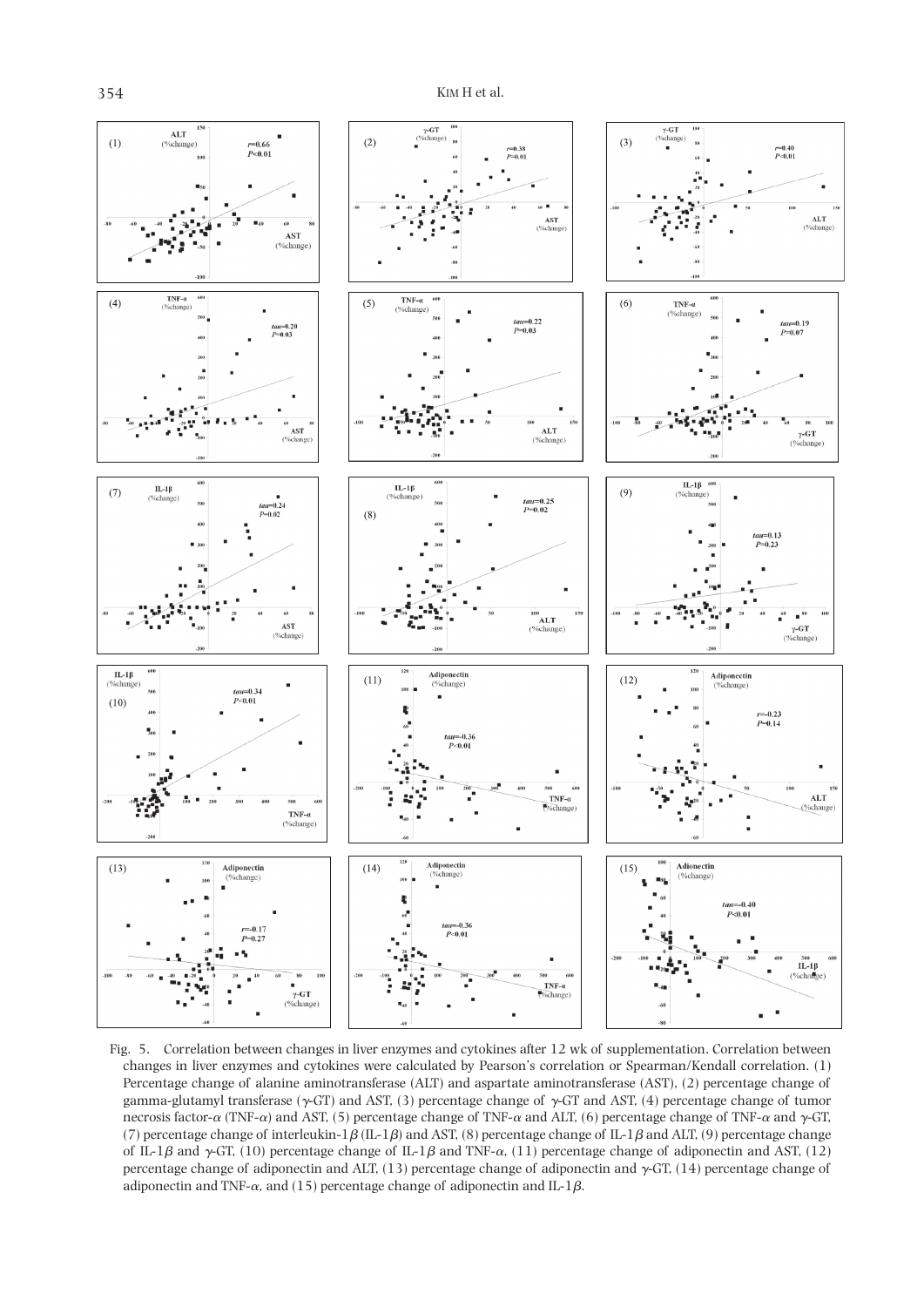Fig. 5. Correlation between changes in liver enzymes and cytokines after 12 wk of supplementation. Correlation between changes in liver enzymes and cytokines were calculated by Pearson's correlation or Spearman/Kendall correlation. (1) Percentage change of alanine aminotransferase (ALT) and aspartate aminotransferase (AST), (2) percentage change of gamma-glutamyl transferase (γ-GT) and AST, (3) percentage change of γ-GT and AST, (4) percentage change of tumor necrosis factor-α (TNF-α) and AST, (5) percentage change of TNF-α and ALT, (6) percentage change of TNF-α and γ-GT, (7) percentage change of interleukin-1β (IL-1β) and AST, (8) percentage change of IL-1β and ALT, (9) percentage change of IL-1β and γ-GT, (10) percentage change of IL-1β and TNF-α, (11) percentage change of adiponectin and AST, (12) percentage change of adiponectin and ALT, (13) percentage change of adiponectin and γ-GT, (14) percentage change of adiponectin and TNF-α, and (15) percentage change of adiponectin and IL-1β.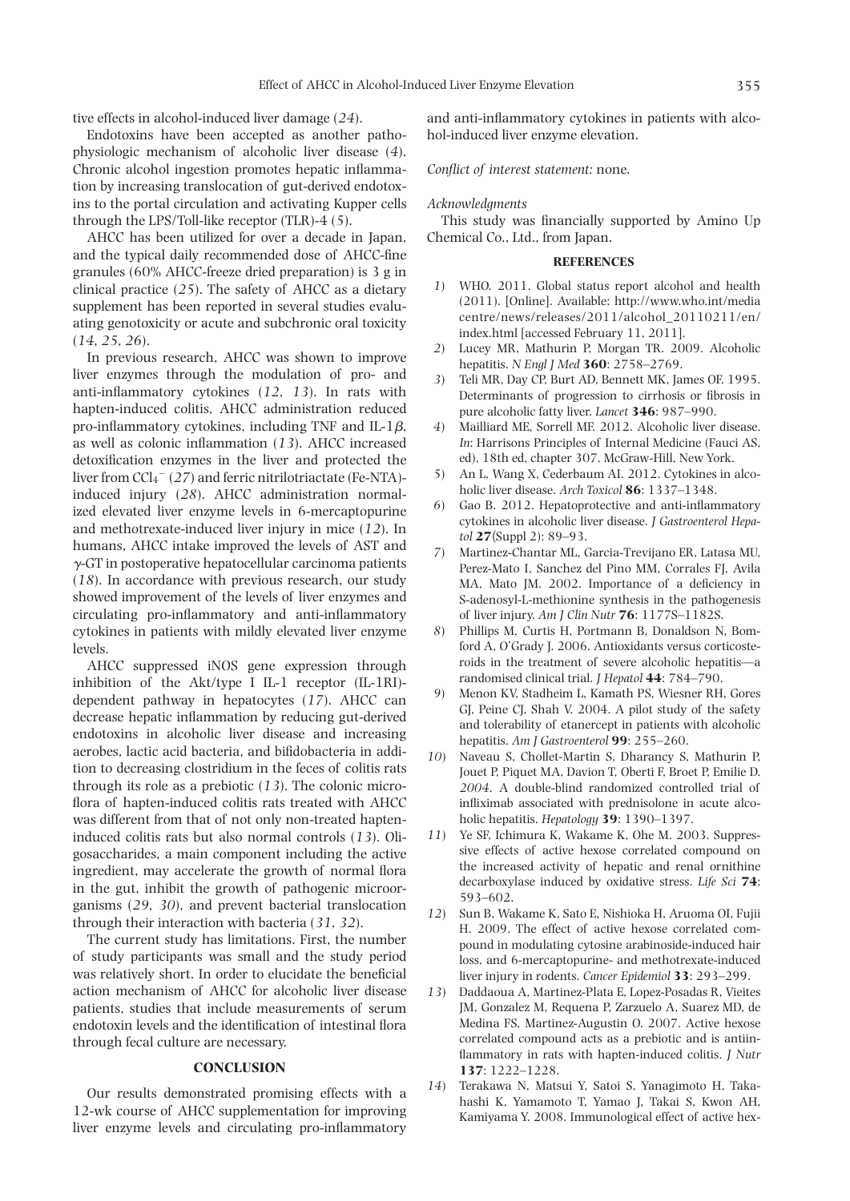tive effects in alcohol-induced liver damage (*24*).

Endotoxins have been accepted as another pathophysiologic mechanism of alcoholic liver disease (*4*). Chronic alcohol ingestion promotes hepatic inflammation by increasing translocation of gut-derived endotoxins to the portal circulation and activating Kupper cells through the LPS/Toll-like receptor (TLR)-4 (*5*).

AHCC has been utilized for over a decade in Japan, and the typical daily recommended dose of AHCC-fine granules (60% AHCC-freeze dried preparation) is 3 g in clinical practice (*25*). The safety of AHCC as a dietary supplement has been reported in several studies evaluating genotoxicity or acute and subchronic oral toxicity (*14*, *25*, *26*).

In previous research, AHCC was shown to improve liver enzymes through the modulation of pro- and anti-inflammatory cytokines (*12*, *13*). In rats with hapten-induced colitis, AHCC administration reduced pro-inflammatory cytokines, including TNF and IL-1$\beta$, as well as colonic inflammation (*13*). AHCC increased detoxification enzymes in the liver and protected the liver from $CCl_4^-$ (*27*) and ferric nitrilotriactate (Fe-NTA)-induced injury (*28*). AHCC administration normalized elevated liver enzyme levels in 6-mercaptopurine and methotrexate-induced liver injury in mice (*12*). In humans, AHCC intake improved the levels of AST and $\gamma$-GT in postoperative hepatocellular carcinoma patients (*18*). In accordance with previous research, our study showed improvement of the levels of liver enzymes and circulating pro-inflammatory and anti-inflammatory cytokines in patients with mildly elevated liver enzyme levels.

AHCC suppressed iNOS gene expression through inhibition of the Akt/type I IL-1 receptor (IL-1RI)-dependent pathway in hepatocytes (*17*). AHCC can decrease hepatic inflammation by reducing gut-derived endotoxins in alcoholic liver disease and increasing aerobes, lactic acid bacteria, and bifidobacteria in addition to decreasing clostridium in the feces of colitis rats through its role as a prebiotic (*13*). The colonic microflora of hapten-induced colitis rats treated with AHCC was different from that of not only non-treated hapten-induced colitis rats but also normal controls (*13*). Oligosaccharides, a main component including the active ingredient, may accelerate the growth of normal flora in the gut, inhibit the growth of pathogenic microorganisms (*29*, *30*), and prevent bacterial translocation through their interaction with bacteria (*31*, *32*).

The current study has limitations. First, the number of study participants was small and the study period was relatively short. In order to elucidate the beneficial action mechanism of AHCC for alcoholic liver disease patients, studies that include measurements of serum endotoxin levels and the identification of intestinal flora through fecal culture are necessary.

## CONCLUSION

Our results demonstrated promising effects with a 12-wk course of AHCC supplementation for improving liver enzyme levels and circulating pro-inflammatory and anti-inflammatory cytokines in patients with alcohol-induced liver enzyme elevation.

*Conflict of interest statement:* none.

*Acknowledgments*

This study was financially supported by Amino Up Chemical Co., Ltd., from Japan.

## REFERENCES

1) WHO. 2011. Global status report alcohol and health (2011). [Online]. Available: http://www.who.int/mediacentre/news/releases/2011/alcohol_20110211/en/index.html [accessed February 11, 2011].
2) Lucey MR, Mathurin P, Morgan TR. 2009. Alcoholic hepatitis. *N Engl J Med* **360**: 2758–2769.
3) Teli MR, Day CP, Burt AD, Bennett MK, James OF. 1995. Determinants of progression to cirrhosis or fibrosis in pure alcoholic fatty liver. *Lancet* **346**: 987–990.
4) Mailliard ME, Sorrell MF. 2012. Alcoholic liver disease. *In*: Harrisons Principles of Internal Medicine (Fauci AS, ed), 18th ed, chapter 307. McGraw-Hill, New York.
5) An L, Wang X, Cederbaum AI. 2012. Cytokines in alcoholic liver disease. *Arch Toxicol* **86**: 1337–1348.
6) Gao B. 2012. Hepatoprotective and anti-inflammatory cytokines in alcoholic liver disease. *J Gastroenterol Hepatol* **27**(Suppl 2): 89–93.
7) Martinez-Chantar ML, Garcia-Trevijano ER, Latasa MU, Perez-Mato I, Sanchez del Pino MM, Corrales FJ, Avila MA, Mato JM. 2002. Importance of a deficiency in S-adenosyl-L-methionine synthesis in the pathogenesis of liver injury. *Am J Clin Nutr* **76**: 1177S–1182S.
8) Phillips M, Curtis H, Portmann B, Donaldson N, Bomford A, O'Grady J. 2006. Antioxidants versus corticosteroids in the treatment of severe alcoholic hepatitis—a randomised clinical trial. *J Hepatol* **44**: 784–790.
9) Menon KV, Stadheim L, Kamath PS, Wiesner RH, Gores GJ, Peine CJ, Shah V. 2004. A pilot study of the safety and tolerability of etanercept in patients with alcoholic hepatitis. *Am J Gastroenterol* **99**: 255–260.
10) Naveau S, Chollet-Martin S, Dharancy S, Mathurin P, Jouet P, Piquet MA, Davion T, Oberti F, Broet P, Emilie D. *2004*. A double-blind randomized controlled trial of infliximab associated with prednisolone in acute alcoholic hepatitis. *Hepatology* **39**: 1390–1397.
11) Ye SF, Ichimura K, Wakame K, Ohe M. 2003. Suppressive effects of active hexose correlated compound on the increased activity of hepatic and renal ornithine decarboxylase induced by oxidative stress. *Life Sci* **74**: 593–602.
12) Sun B, Wakame K, Sato E, Nishioka H, Aruoma OI, Fujii H. 2009. The effect of active hexose correlated compound in modulating cytosine arabinoside-induced hair loss, and 6-mercaptopurine- and methotrexate-induced liver injury in rodents. *Cancer Epidemiol* **33**: 293–299.
13) Daddaoua A, Martinez-Plata E, Lopez-Posadas R, Vieites JM, Gonzalez M, Requena P, Zarzuelo A, Suarez MD, de Medina FS, Martinez-Augustin O. 2007. Active hexose correlated compound acts as a prebiotic and is antiinflammatory in rats with hapten-induced colitis. *J Nutr* **137**: 1222–1228.
14) Terakawa N, Matsui Y, Satoi S, Yanagimoto H, Takahashi K, Yamamoto T, Yamao J, Takai S, Kwon AH, Kamiyama Y. 2008. Immunological effect of active hex-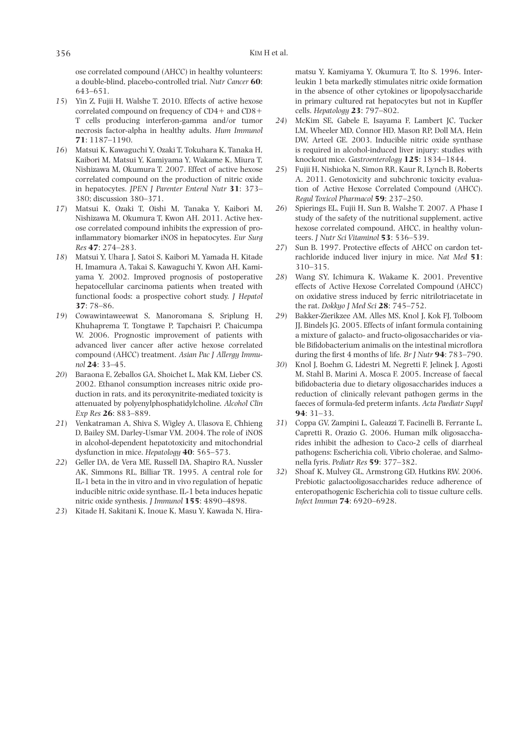ose correlated compound (AHCC) in healthy volunteers: a double-blind, placebo-controlled trial. *Nutr Cancer* **60**: 643–651.

15) Yin Z, Fujii H, Walshe T. 2010. Effects of active hexose correlated compound on frequency of CD4+ and CD8+ T cells producing interferon-gamma and/or tumor necrosis factor-alpha in healthy adults. *Hum Immunol* **71**: 1187–1190.

16) Matsui K, Kawaguchi Y, Ozaki T, Tokuhara K, Tanaka H, Kaibori M, Matsui Y, Kamiyama Y, Wakame K, Miura T, Nishizawa M, Okumura T. 2007. Effect of active hexose correlated compound on the production of nitric oxide in hepatocytes. *JPEN J Parenter Enteral Nutr* **31**: 373–380; discussion 380–371.

17) Matsui K, Ozaki T, Oishi M, Tanaka Y, Kaibori M, Nishizawa M, Okumura T, Kwon AH. 2011. Active hexose correlated compound inhibits the expression of proinflammatory biomarker iNOS in hepatocytes. *Eur Surg Res* **47**: 274–283.

18) Matsui Y, Uhara J, Satoi S, Kaibori M, Yamada H, Kitade H, Imamura A, Takai S, Kawaguchi Y, Kwon AH, Kamiyama Y. 2002. Improved prognosis of postoperative hepatocellular carcinoma patients when treated with functional foods: a prospective cohort study. *J Hepatol* **37**: 78–86.

19) Cowawintaweewat S, Manoromana S, Sriplung H, Khuhaprema T, Tongtawe P, Tapchaisri P, Chaicumpa W. 2006. Prognostic improvement of patients with advanced liver cancer after active hexose correlated compound (AHCC) treatment. *Asian Pac J Allergy Immunol* **24**: 33–45.

20) Baraona E, Zeballos GA, Shoichet L, Mak KM, Lieber CS. 2002. Ethanol consumption increases nitric oxide production in rats, and its peroxynitrite-mediated toxicity is attenuated by polyenylphosphatidylcholine. *Alcohol Clin Exp Res* **26**: 883–889.

21) Venkatraman A, Shiva S, Wigley A, Ulasova E, Chhieng D, Bailey SM, Darley-Usmar VM. 2004. The role of iNOS in alcohol-dependent hepatotoxicity and mitochondrial dysfunction in mice. *Hepatology* **40**: 565–573.

22) Geller DA, de Vera ME, Russell DA, Shapiro RA, Nussler AK, Simmons RL, Billiar TR. 1995. A central role for IL-1 beta in the in vitro and in vivo regulation of hepatic inducible nitric oxide synthase. IL-1 beta induces hepatic nitric oxide synthesis. *J Immunol* **155**: 4890–4898.

23) Kitade H, Sakitani K, Inoue K, Masu Y, Kawada N, Hiramatsu Y, Kamiyama Y, Okumura T, Ito S. 1996. Interleukin 1 beta markedly stimulates nitric oxide formation in the absence of other cytokines or lipopolysaccharide in primary cultured rat hepatocytes but not in Kupffer cells. *Hepatology* **23**: 797–802.

24) McKim SE, Gabele E, Isayama F, Lambert JC, Tucker LM, Wheeler MD, Connor HD, Mason RP, Doll MA, Hein DW, Arteel GE. 2003. Inducible nitric oxide synthase is required in alcohol-induced liver injury: studies with knockout mice. *Gastroenterology* **125**: 1834–1844.

25) Fujii H, Nishioka N, Simon RR, Kaur R, Lynch B, Roberts A. 2011. Genotoxicity and subchronic toxicity evaluation of Active Hexose Correlated Compound (AHCC). *Regul Toxicol Pharmacol* **59**: 237–250.

26) Spierings EL, Fujii H, Sun B, Walshe T. 2007. A Phase I study of the safety of the nutritional supplement, active hexose correlated compound, AHCC, in healthy volunteers. *J Nutr Sci Vitaminol* **53**: 536–539.

27) Sun B. 1997. Protective effects of AHCC on cardon tetrachloride induced liver injury in mice. *Nat Med* **51**: 310–315.

28) Wang SY, Ichimura K, Wakame K. 2001. Preventive effects of Active Hexose Correlated Compound (AHCC) on oxidative stress induced by ferric nitrilotriacetate in the rat. *Dokkyo J Med Sci* **28**: 745–752.

29) Bakker-Zierikzee AM, Alles MS, Knol J, Kok FJ, Tolboom JJ, Bindels JG. 2005. Effects of infant formula containing a mixture of galacto- and fructo-oligosaccharides or viable Bifidobacterium animalis on the intestinal microflora during the first 4 months of life. *Br J Nutr* **94**: 783–790.

30) Knol J, Boehm G, Lidestri M, Negretti F, Jelinek J, Agosti M, Stahl B, Marini A, Mosca F. 2005. Increase of faecal bifidobacteria due to dietary oligosaccharides induces a reduction of clinically relevant pathogen germs in the faeces of formula-fed preterm infants. *Acta Paediatr Suppl* **94**: 31–33.

31) Coppa GV, Zampini L, Galeazzi T, Facinelli B, Ferrante L, Capretti R, Orazio G. 2006. Human milk oligosaccharides inhibit the adhesion to Caco-2 cells of diarrheal pathogens: Escherichia coli, Vibrio cholerae, and Salmonella fyris. *Pediatr Res* **59**: 377–382.

32) Shoaf K, Mulvey GL, Armstrong GD, Hutkins RW. 2006. Prebiotic galactooligosaccharides reduce adherence of enteropathogenic Escherichia coli to tissue culture cells. *Infect Immun* **74**: 6920–6928.